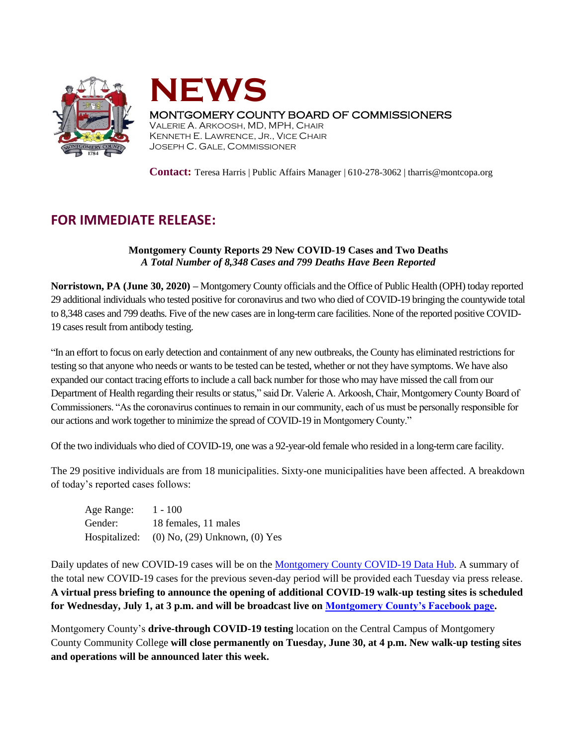# NEWS

MONTGOMERY COUNTY BOARD OF COMMISSIONERS
VALERIE A. ARKOOSH, MD, MPH, CHAIR
KENNETH E. LAWRENCE, JR., VICE CHAIR
JOSEPH C. GALE, COMMISSIONER

**Contact:** Teresa Harris | Public Affairs Manager | 610-278-3062 | tharris@montcopa.org

## FOR IMMEDIATE RELEASE:

**Montgomery County Reports 29 New COVID-19 Cases and Two Deaths**
***A Total Number of 8,348 Cases and 799 Deaths Have Been Reported***

**Norristown, PA (June 30, 2020) –** Montgomery County officials and the Office of Public Health (OPH) today reported 29 additional individuals who tested positive for coronavirus and two who died of COVID-19 bringing the countywide total to 8,348 cases and 799 deaths. Five of the new cases are in long-term care facilities. None of the reported positive COVID-19 cases result from antibody testing.

"In an effort to focus on early detection and containment of any new outbreaks, the County has eliminated restrictions for testing so that anyone who needs or wants to be tested can be tested, whether or not they have symptoms. We have also expanded our contact tracing efforts to include a call back number for those who may have missed the call from our Department of Health regarding their results or status," said Dr. Valerie A. Arkoosh, Chair, Montgomery County Board of Commissioners. "As the coronavirus continues to remain in our community, each of us must be personally responsible for our actions and work together to minimize the spread of COVID-19 in Montgomery County."

Of the two individuals who died of COVID-19, one was a 92-year-old female who resided in a long-term care facility.

The 29 positive individuals are from 18 municipalities. Sixty-one municipalities have been affected. A breakdown of today's reported cases follows:

Age Range: 1 - 100
Gender: 18 females, 11 males
Hospitalized: (0) No, (29) Unknown, (0) Yes

Daily updates of new COVID-19 cases will be on the Montgomery County COVID-19 Data Hub. A summary of the total new COVID-19 cases for the previous seven-day period will be provided each Tuesday via press release. **A virtual press briefing to announce the opening of additional COVID-19 walk-up testing sites is scheduled for Wednesday, July 1, at 3 p.m. and will be broadcast live on Montgomery County's Facebook page.**

Montgomery County's **drive-through COVID-19 testing** location on the Central Campus of Montgomery County Community College **will close permanently on Tuesday, June 30, at 4 p.m. New walk-up testing sites and operations will be announced later this week.**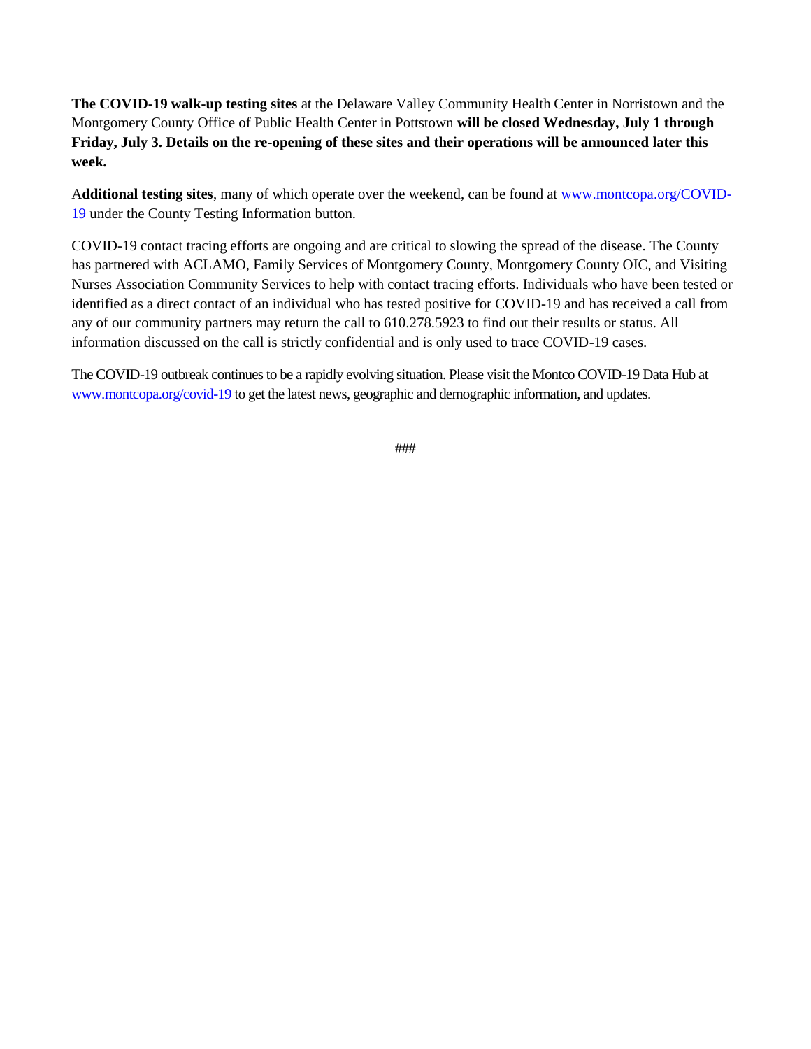**The COVID-19 walk-up testing sites** at the Delaware Valley Community Health Center in Norristown and the Montgomery County Office of Public Health Center in Pottstown **will be closed Wednesday, July 1 through Friday, July 3. Details on the re-opening of these sites and their operations will be announced later this week.**

A**dditional testing sites**, many of which operate over the weekend, can be found at [www.montcopa.org/COVID-19](www.montcopa.org/COVID-19) under the County Testing Information button.

COVID-19 contact tracing efforts are ongoing and are critical to slowing the spread of the disease. The County has partnered with ACLAMO, Family Services of Montgomery County, Montgomery County OIC, and Visiting Nurses Association Community Services to help with contact tracing efforts. Individuals who have been tested or identified as a direct contact of an individual who has tested positive for COVID-19 and has received a call from any of our community partners may return the call to 610.278.5923 to find out their results or status. All information discussed on the call is strictly confidential and is only used to trace COVID-19 cases.

The COVID-19 outbreak continues to be a rapidly evolving situation. Please visit the Montco COVID-19 Data Hub at [www.montcopa.org/covid-19](www.montcopa.org/covid-19) to get the latest news, geographic and demographic information, and updates.

###